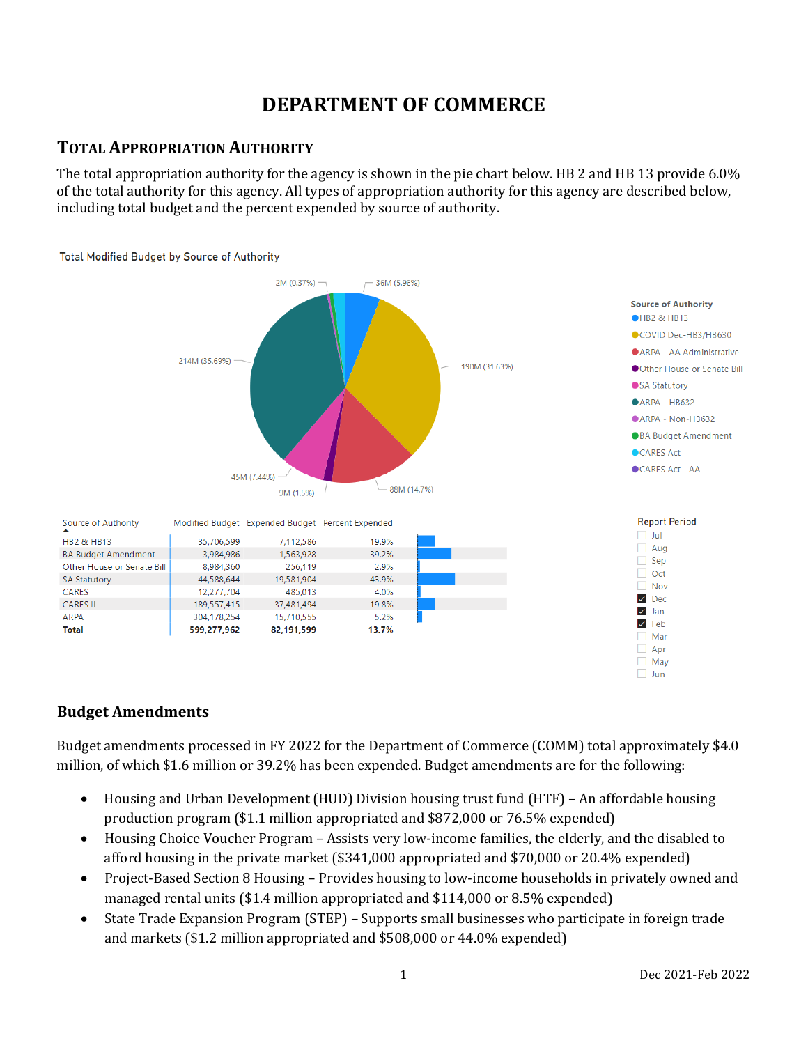# DEPARTMENT OF COMMERCE

## Total Appropriation Authority

The total appropriation authority for the agency is shown in the pie chart below. HB 2 and HB 13 provide 6.0% of the total authority for this agency. All types of appropriation authority for this agency are described below, including total budget and the percent expended by source of authority.

Total Modified Budget by Source of Authority

| Source of Authority | Modified Budget | Expended Budget | Percent Expended |
|---|---|---|---|
| HB2 & HB13 | 35,706,599 | 7,112,586 | 19.9% |
| BA Budget Amendment | 3,984,986 | 1,563,928 | 39.2% |
| Other House or Senate Bill | 8,984,360 | 256,119 | 2.9% |
| SA Statutory | 44,588,644 | 19,581,904 | 43.9% |
| CARES | 12,277,704 | 485,013 | 4.0% |
| CARES II | 189,557,415 | 37,481,494 | 19.8% |
| ARPA | 304,178,254 | 15,710,555 | 5.2% |
| **Total** | **599,277,962** | **82,191,599** | **13.7%** |

Report Period: Dec, Jan, Feb

## Budget Amendments

Budget amendments processed in FY 2022 for the Department of Commerce (COMM) total approximately $4.0 million, of which $1.6 million or 39.2% has been expended. Budget amendments are for the following:

- Housing and Urban Development (HUD) Division housing trust fund (HTF) – An affordable housing production program ($1.1 million appropriated and $872,000 or 76.5% expended)
- Housing Choice Voucher Program – Assists very low-income families, the elderly, and the disabled to afford housing in the private market ($341,000 appropriated and $70,000 or 20.4% expended)
- Project-Based Section 8 Housing – Provides housing to low-income households in privately owned and managed rental units ($1.4 million appropriated and $114,000 or 8.5% expended)
- State Trade Expansion Program (STEP) – Supports small businesses who participate in foreign trade and markets ($1.2 million appropriated and $508,000 or 44.0% expended)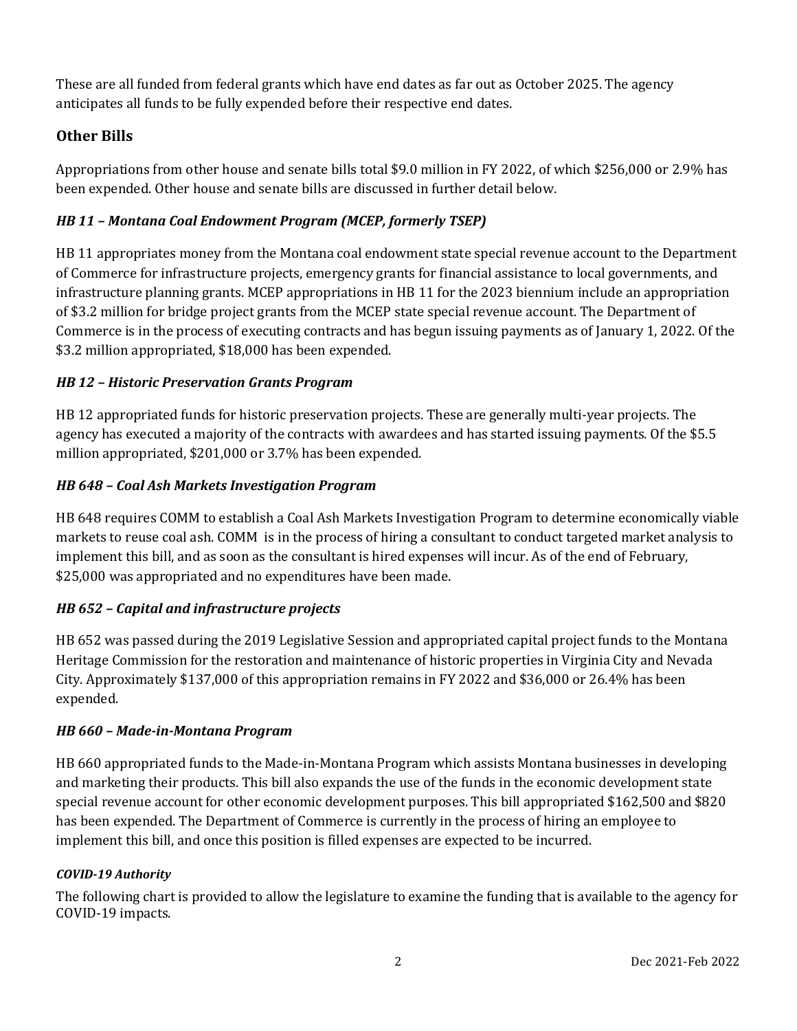These are all funded from federal grants which have end dates as far out as October 2025. The agency anticipates all funds to be fully expended before their respective end dates.

## Other Bills

Appropriations from other house and senate bills total $9.0 million in FY 2022, of which $256,000 or 2.9% has been expended. Other house and senate bills are discussed in further detail below.

### *HB 11 – Montana Coal Endowment Program (MCEP, formerly TSEP)*

HB 11 appropriates money from the Montana coal endowment state special revenue account to the Department of Commerce for infrastructure projects, emergency grants for financial assistance to local governments, and infrastructure planning grants. MCEP appropriations in HB 11 for the 2023 biennium include an appropriation of $3.2 million for bridge project grants from the MCEP state special revenue account. The Department of Commerce is in the process of executing contracts and has begun issuing payments as of January 1, 2022. Of the $3.2 million appropriated, $18,000 has been expended.

### *HB 12 – Historic Preservation Grants Program*

HB 12 appropriated funds for historic preservation projects. These are generally multi-year projects. The agency has executed a majority of the contracts with awardees and has started issuing payments. Of the $5.5 million appropriated, $201,000 or 3.7% has been expended.

### *HB 648 – Coal Ash Markets Investigation Program*

HB 648 requires COMM to establish a Coal Ash Markets Investigation Program to determine economically viable markets to reuse coal ash. COMM is in the process of hiring a consultant to conduct targeted market analysis to implement this bill, and as soon as the consultant is hired expenses will incur. As of the end of February, $25,000 was appropriated and no expenditures have been made.

### *HB 652 – Capital and infrastructure projects*

HB 652 was passed during the 2019 Legislative Session and appropriated capital project funds to the Montana Heritage Commission for the restoration and maintenance of historic properties in Virginia City and Nevada City. Approximately $137,000 of this appropriation remains in FY 2022 and $36,000 or 26.4% has been expended.

### *HB 660 – Made-in-Montana Program*

HB 660 appropriated funds to the Made-in-Montana Program which assists Montana businesses in developing and marketing their products. This bill also expands the use of the funds in the economic development state special revenue account for other economic development purposes. This bill appropriated $162,500 and $820 has been expended. The Department of Commerce is currently in the process of hiring an employee to implement this bill, and once this position is filled expenses are expected to be incurred.

#### *COVID-19 Authority*

The following chart is provided to allow the legislature to examine the funding that is available to the agency for COVID-19 impacts.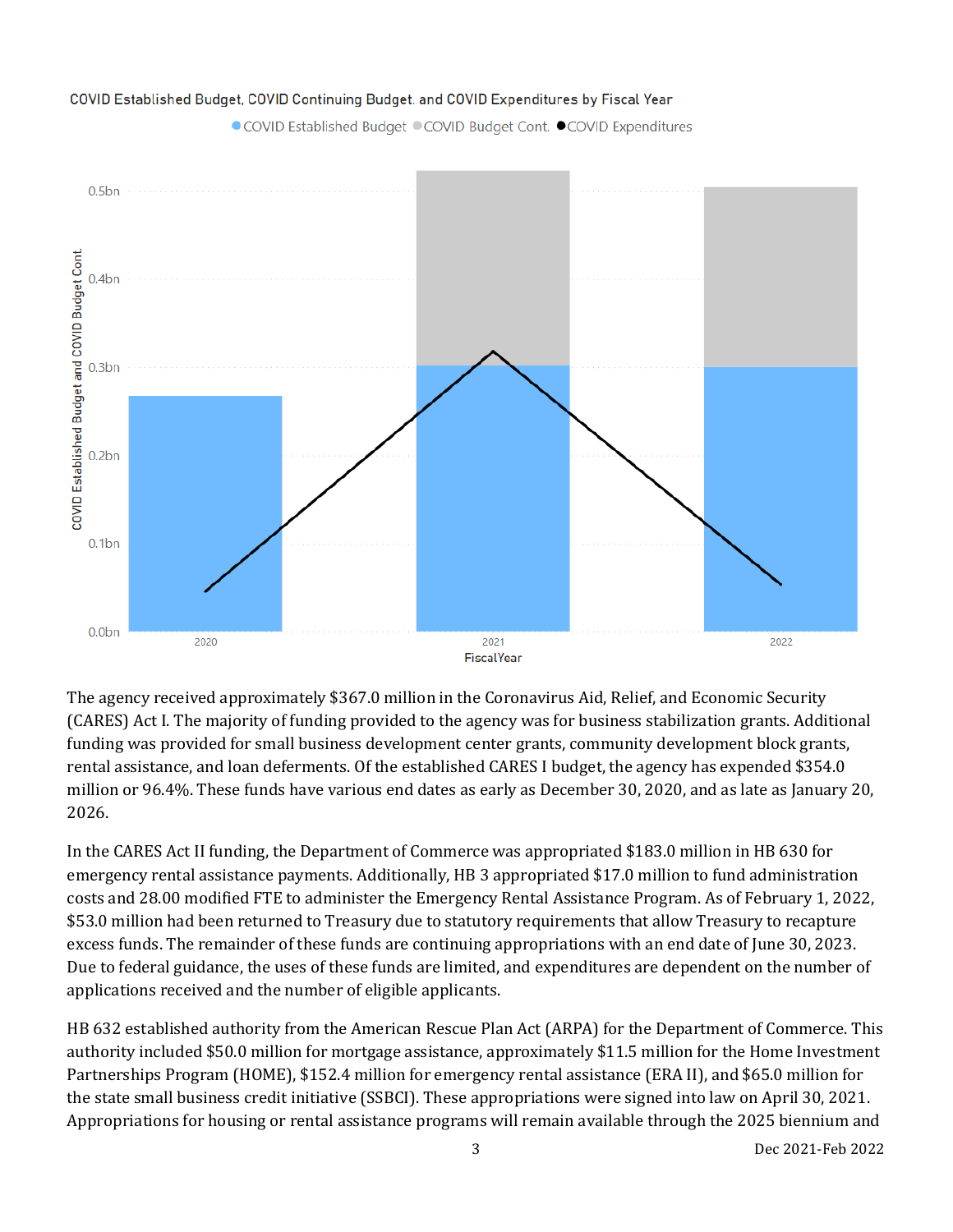COVID Established Budget, COVID Continuing Budget, and COVID Expenditures by Fiscal Year

The agency received approximately $367.0 million in the Coronavirus Aid, Relief, and Economic Security (CARES) Act I. The majority of funding provided to the agency was for business stabilization grants. Additional funding was provided for small business development center grants, community development block grants, rental assistance, and loan deferments. Of the established CARES I budget, the agency has expended $354.0 million or 96.4%. These funds have various end dates as early as December 30, 2020, and as late as January 20, 2026.

In the CARES Act II funding, the Department of Commerce was appropriated $183.0 million in HB 630 for emergency rental assistance payments. Additionally, HB 3 appropriated $17.0 million to fund administration costs and 28.00 modified FTE to administer the Emergency Rental Assistance Program. As of February 1, 2022, $53.0 million had been returned to Treasury due to statutory requirements that allow Treasury to recapture excess funds. The remainder of these funds are continuing appropriations with an end date of June 30, 2023. Due to federal guidance, the uses of these funds are limited, and expenditures are dependent on the number of applications received and the number of eligible applicants.

HB 632 established authority from the American Rescue Plan Act (ARPA) for the Department of Commerce. This authority included $50.0 million for mortgage assistance, approximately $11.5 million for the Home Investment Partnerships Program (HOME), $152.4 million for emergency rental assistance (ERA II), and $65.0 million for the state small business credit initiative (SSBCI). These appropriations were signed into law on April 30, 2021. Appropriations for housing or rental assistance programs will remain available through the 2025 biennium and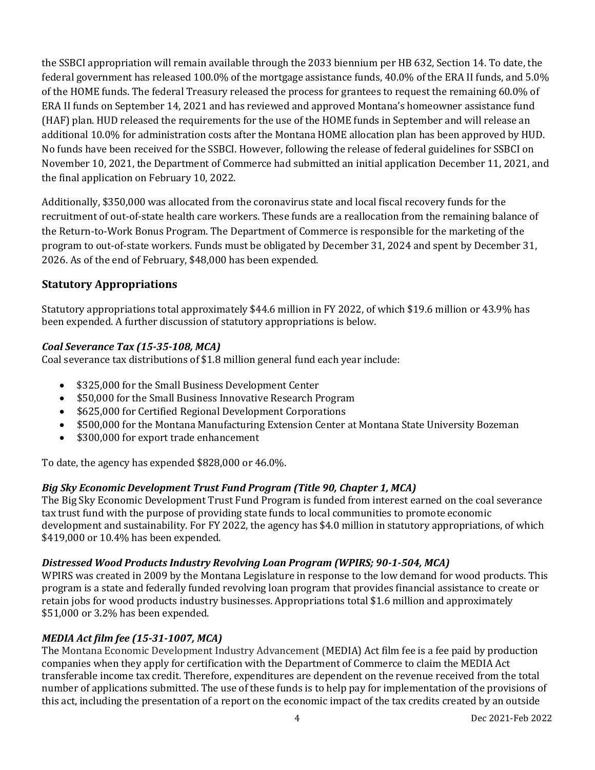the SSBCI appropriation will remain available through the 2033 biennium per HB 632, Section 14. To date, the federal government has released 100.0% of the mortgage assistance funds, 40.0% of the ERA II funds, and 5.0% of the HOME funds. The federal Treasury released the process for grantees to request the remaining 60.0% of ERA II funds on September 14, 2021 and has reviewed and approved Montana's homeowner assistance fund (HAF) plan. HUD released the requirements for the use of the HOME funds in September and will release an additional 10.0% for administration costs after the Montana HOME allocation plan has been approved by HUD. No funds have been received for the SSBCI. However, following the release of federal guidelines for SSBCI on November 10, 2021, the Department of Commerce had submitted an initial application December 11, 2021, and the final application on February 10, 2022.

Additionally, $350,000 was allocated from the coronavirus state and local fiscal recovery funds for the recruitment of out-of-state health care workers. These funds are a reallocation from the remaining balance of the Return-to-Work Bonus Program. The Department of Commerce is responsible for the marketing of the program to out-of-state workers. Funds must be obligated by December 31, 2024 and spent by December 31, 2026. As of the end of February, $48,000 has been expended.

## Statutory Appropriations

Statutory appropriations total approximately $44.6 million in FY 2022, of which $19.6 million or 43.9% has been expended. A further discussion of statutory appropriations is below.

### *Coal Severance Tax (15-35-108, MCA)*

Coal severance tax distributions of $1.8 million general fund each year include:

- $325,000 for the Small Business Development Center
- $50,000 for the Small Business Innovative Research Program
- $625,000 for Certified Regional Development Corporations
- $500,000 for the Montana Manufacturing Extension Center at Montana State University Bozeman
- $300,000 for export trade enhancement

To date, the agency has expended $828,000 or 46.0%.

### *Big Sky Economic Development Trust Fund Program (Title 90, Chapter 1, MCA)*

The Big Sky Economic Development Trust Fund Program is funded from interest earned on the coal severance tax trust fund with the purpose of providing state funds to local communities to promote economic development and sustainability. For FY 2022, the agency has $4.0 million in statutory appropriations, of which $419,000 or 10.4% has been expended.

### *Distressed Wood Products Industry Revolving Loan Program (WPIRS; 90-1-504, MCA)*

WPIRS was created in 2009 by the Montana Legislature in response to the low demand for wood products. This program is a state and federally funded revolving loan program that provides financial assistance to create or retain jobs for wood products industry businesses. Appropriations total $1.6 million and approximately $51,000 or 3.2% has been expended.

### *MEDIA Act film fee (15-31-1007, MCA)*

The Montana Economic Development Industry Advancement (MEDIA) Act film fee is a fee paid by production companies when they apply for certification with the Department of Commerce to claim the MEDIA Act transferable income tax credit. Therefore, expenditures are dependent on the revenue received from the total number of applications submitted. The use of these funds is to help pay for implementation of the provisions of this act, including the presentation of a report on the economic impact of the tax credits created by an outside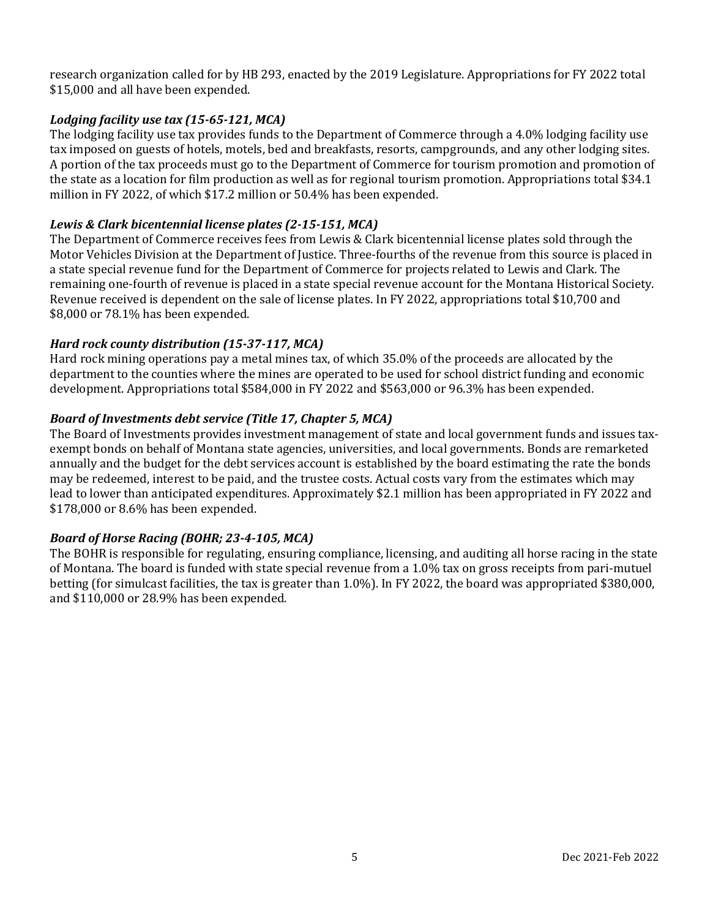research organization called for by HB 293, enacted by the 2019 Legislature. Appropriations for FY 2022 total $15,000 and all have been expended.

***Lodging facility use tax (15-65-121, MCA)***

The lodging facility use tax provides funds to the Department of Commerce through a 4.0% lodging facility use tax imposed on guests of hotels, motels, bed and breakfasts, resorts, campgrounds, and any other lodging sites. A portion of the tax proceeds must go to the Department of Commerce for tourism promotion and promotion of the state as a location for film production as well as for regional tourism promotion. Appropriations total $34.1 million in FY 2022, of which $17.2 million or 50.4% has been expended.

***Lewis & Clark bicentennial license plates (2-15-151, MCA)***

The Department of Commerce receives fees from Lewis & Clark bicentennial license plates sold through the Motor Vehicles Division at the Department of Justice. Three-fourths of the revenue from this source is placed in a state special revenue fund for the Department of Commerce for projects related to Lewis and Clark. The remaining one-fourth of revenue is placed in a state special revenue account for the Montana Historical Society. Revenue received is dependent on the sale of license plates. In FY 2022, appropriations total $10,700 and $8,000 or 78.1% has been expended.

***Hard rock county distribution (15-37-117, MCA)***

Hard rock mining operations pay a metal mines tax, of which 35.0% of the proceeds are allocated by the department to the counties where the mines are operated to be used for school district funding and economic development. Appropriations total $584,000 in FY 2022 and $563,000 or 96.3% has been expended.

***Board of Investments debt service (Title 17, Chapter 5, MCA)***

The Board of Investments provides investment management of state and local government funds and issues tax-exempt bonds on behalf of Montana state agencies, universities, and local governments. Bonds are remarketed annually and the budget for the debt services account is established by the board estimating the rate the bonds may be redeemed, interest to be paid, and the trustee costs. Actual costs vary from the estimates which may lead to lower than anticipated expenditures. Approximately $2.1 million has been appropriated in FY 2022 and $178,000 or 8.6% has been expended.

***Board of Horse Racing (BOHR; 23-4-105, MCA)***

The BOHR is responsible for regulating, ensuring compliance, licensing, and auditing all horse racing in the state of Montana. The board is funded with state special revenue from a 1.0% tax on gross receipts from pari-mutuel betting (for simulcast facilities, the tax is greater than 1.0%). In FY 2022, the board was appropriated $380,000, and $110,000 or 28.9% has been expended.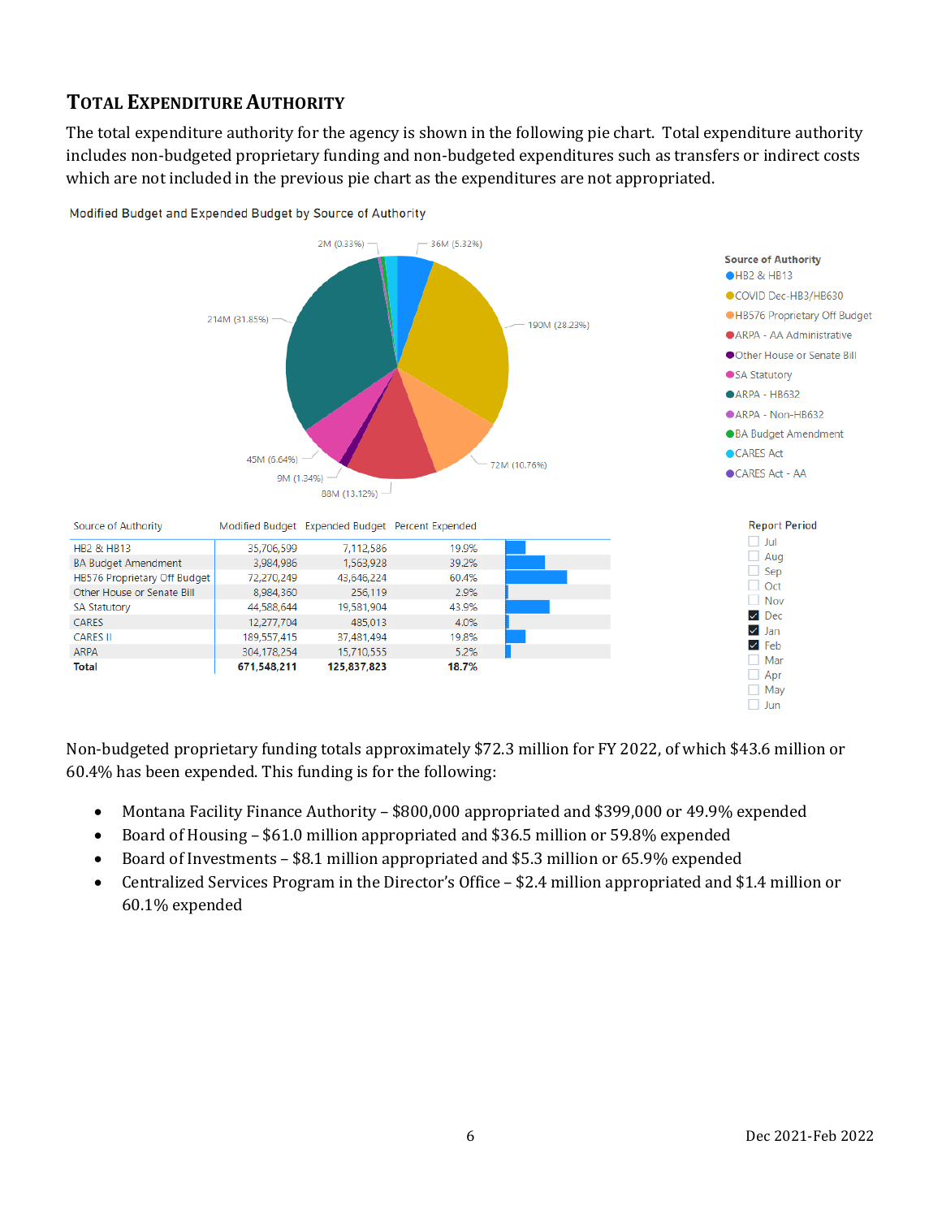## Total Expenditure Authority

The total expenditure authority for the agency is shown in the following pie chart. Total expenditure authority includes non-budgeted proprietary funding and non-budgeted expenditures such as transfers or indirect costs which are not included in the previous pie chart as the expenditures are not appropriated.

Modified Budget and Expended Budget by Source of Authority

2M (0.33%)
36M (5.32%)
190M (28.23%)
72M (10.76%)
88M (13.12%)
9M (1.34%)
45M (6.64%)
214M (31.85%)

Source of Authority
- HB2 & HB13
- COVID Dec-HB3/HB630
- HB576 Proprietary Off Budget
- ARPA - AA Administrative
- Other House or Senate Bill
- SA Statutory
- ARPA - HB632
- ARPA - Non-HB632
- BA Budget Amendment
- CARES Act
- CARES Act - AA

| Source of Authority | Modified Budget | Expended Budget | Percent Expended |
|---|---|---|---|
| HB2 & HB13 | 35,706,599 | 7,112,586 | 19.9% |
| BA Budget Amendment | 3,984,986 | 1,563,928 | 39.2% |
| HB576 Proprietary Off Budget | 72,270,249 | 43,646,224 | 60.4% |
| Other House or Senate Bill | 8,984,360 | 256,119 | 2.9% |
| SA Statutory | 44,588,644 | 19,581,904 | 43.9% |
| CARES | 12,277,704 | 485,013 | 4.0% |
| CARES II | 189,557,415 | 37,481,494 | 19.8% |
| ARPA | 304,178,254 | 15,710,555 | 5.2% |
| **Total** | **671,548,211** | **125,837,823** | **18.7%** |

Report Period: Jul, Aug, Sep, Oct, Nov, Dec (selected), Jan (selected), Feb (selected), Mar, Apr, May, Jun

Non-budgeted proprietary funding totals approximately $72.3 million for FY 2022, of which $43.6 million or 60.4% has been expended. This funding is for the following:

- Montana Facility Finance Authority – $800,000 appropriated and $399,000 or 49.9% expended
- Board of Housing – $61.0 million appropriated and $36.5 million or 59.8% expended
- Board of Investments – $8.1 million appropriated and $5.3 million or 65.9% expended
- Centralized Services Program in the Director's Office – $2.4 million appropriated and $1.4 million or 60.1% expended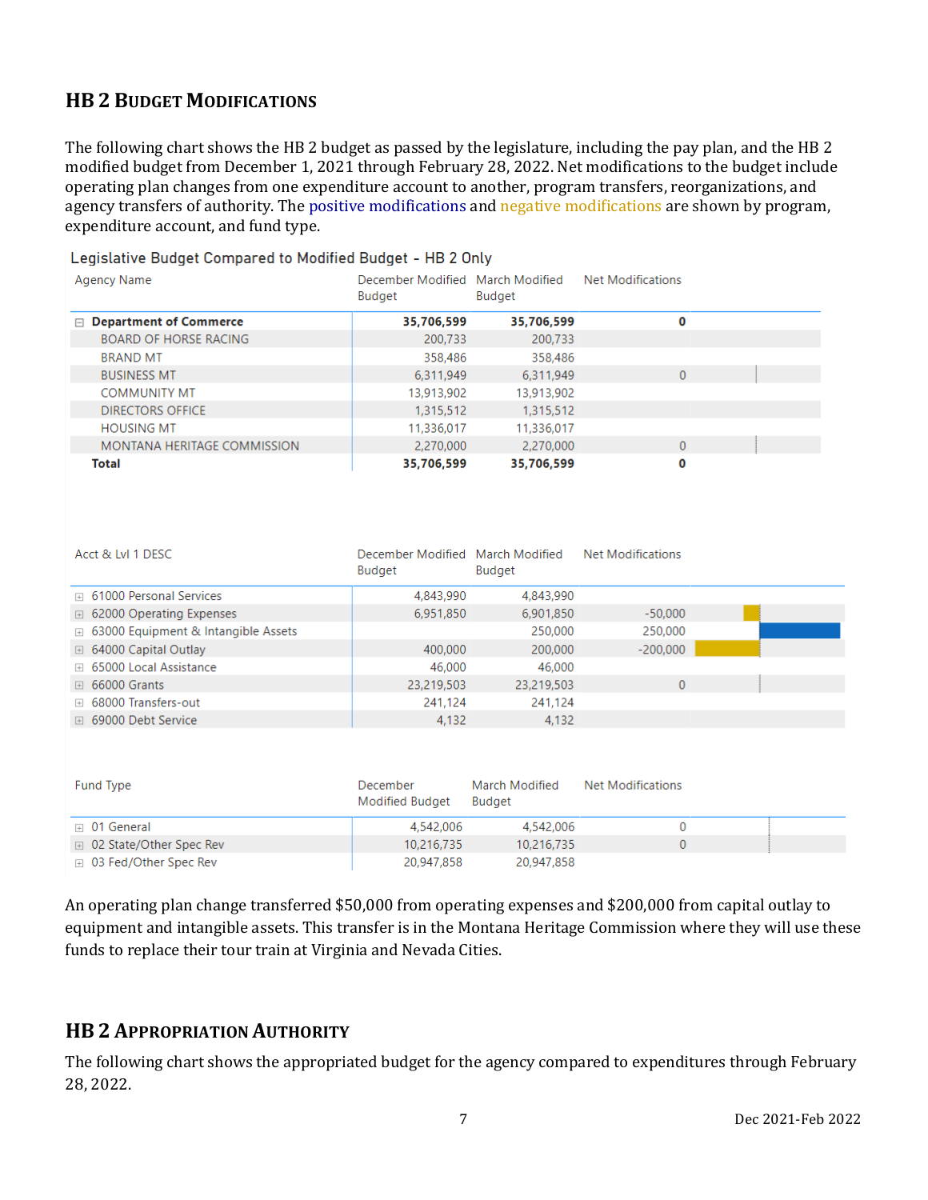## HB 2 Budget Modifications

The following chart shows the HB 2 budget as passed by the legislature, including the pay plan, and the HB 2 modified budget from December 1, 2021 through February 28, 2022. Net modifications to the budget include operating plan changes from one expenditure account to another, program transfers, reorganizations, and agency transfers of authority. The positive modifications and negative modifications are shown by program, expenditure account, and fund type.

Legislative Budget Compared to Modified Budget - HB 2 Only

| Agency Name | December Modified Budget | March Modified Budget | Net Modifications |
|---|---|---|---|
| **Department of Commerce** | **35,706,599** | **35,706,599** | **0** |
| BOARD OF HORSE RACING | 200,733 | 200,733 | |
| BRAND MT | 358,486 | 358,486 | |
| BUSINESS MT | 6,311,949 | 6,311,949 | 0 |
| COMMUNITY MT | 13,913,902 | 13,913,902 | |
| DIRECTORS OFFICE | 1,315,512 | 1,315,512 | |
| HOUSING MT | 11,336,017 | 11,336,017 | |
| MONTANA HERITAGE COMMISSION | 2,270,000 | 2,270,000 | 0 |
| **Total** | **35,706,599** | **35,706,599** | **0** |

| Acct & Lvl 1 DESC | December Modified Budget | March Modified Budget | Net Modifications |
|---|---|---|---|
| 61000 Personal Services | 4,843,990 | 4,843,990 | |
| 62000 Operating Expenses | 6,951,850 | 6,901,850 | -50,000 |
| 63000 Equipment & Intangible Assets | | 250,000 | 250,000 |
| 64000 Capital Outlay | 400,000 | 200,000 | -200,000 |
| 65000 Local Assistance | 46,000 | 46,000 | |
| 66000 Grants | 23,219,503 | 23,219,503 | 0 |
| 68000 Transfers-out | 241,124 | 241,124 | |
| 69000 Debt Service | 4,132 | 4,132 | |

| Fund Type | December Modified Budget | March Modified Budget | Net Modifications |
|---|---|---|---|
| 01 General | 4,542,006 | 4,542,006 | 0 |
| 02 State/Other Spec Rev | 10,216,735 | 10,216,735 | 0 |
| 03 Fed/Other Spec Rev | 20,947,858 | 20,947,858 | |

An operating plan change transferred $50,000 from operating expenses and $200,000 from capital outlay to equipment and intangible assets. This transfer is in the Montana Heritage Commission where they will use these funds to replace their tour train at Virginia and Nevada Cities.

## HB 2 Appropriation Authority

The following chart shows the appropriated budget for the agency compared to expenditures through February 28, 2022.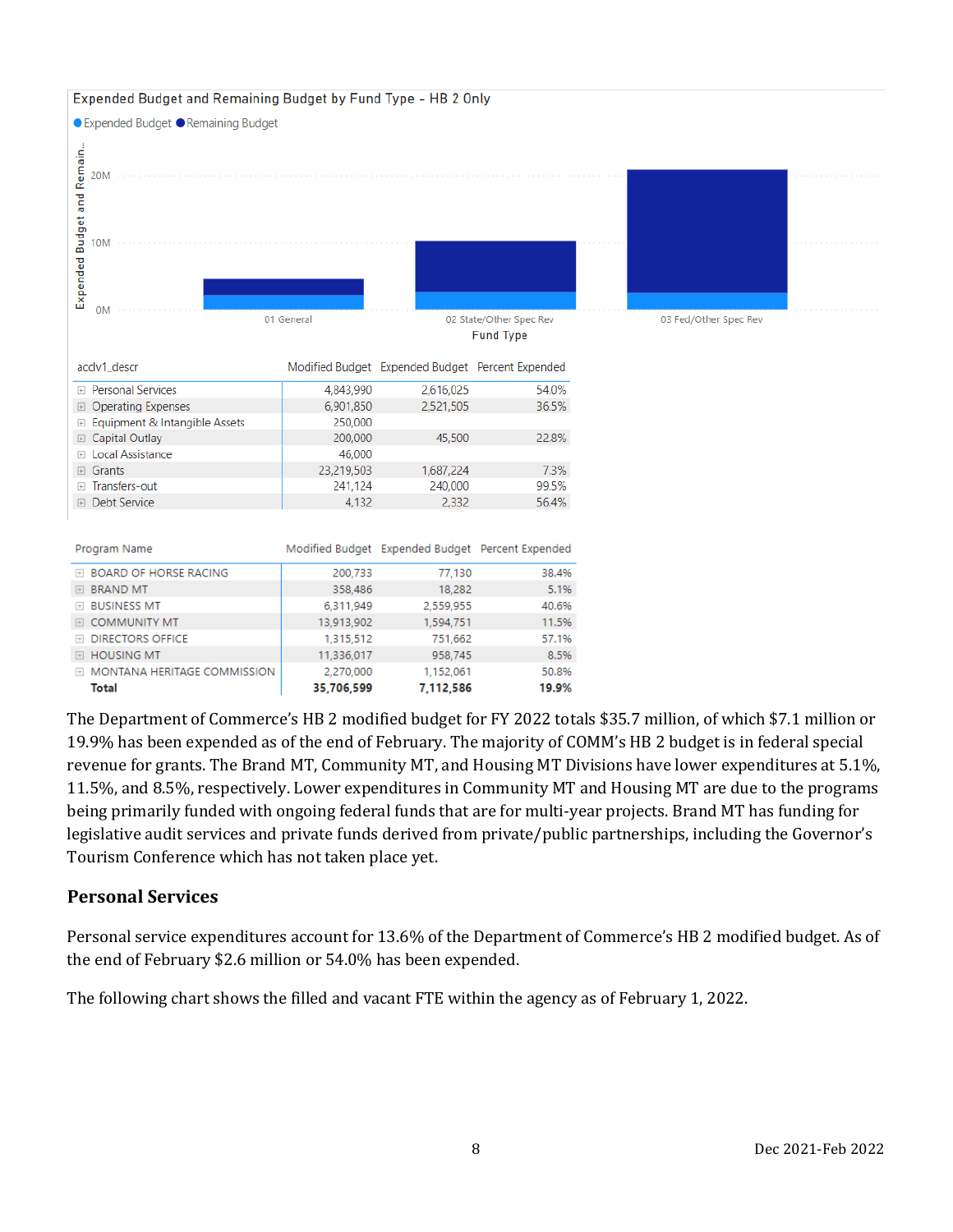Expended Budget and Remaining Budget by Fund Type - HB 2 Only

| acctlv1_descr | Modified Budget | Expended Budget | Percent Expended |
|---|---|---|---|
| Personal Services | 4,843,990 | 2,616,025 | 54.0% |
| Operating Expenses | 6,901,850 | 2,521,505 | 36.5% |
| Equipment & Intangible Assets | 250,000 | | |
| Capital Outlay | 200,000 | 45,500 | 22.8% |
| Local Assistance | 46,000 | | |
| Grants | 23,219,503 | 1,687,224 | 7.3% |
| Transfers-out | 241,124 | 240,000 | 99.5% |
| Debt Service | 4,132 | 2,332 | 56.4% |

| Program Name | Modified Budget | Expended Budget | Percent Expended |
|---|---|---|---|
| BOARD OF HORSE RACING | 200,733 | 77,130 | 38.4% |
| BRAND MT | 358,486 | 18,282 | 5.1% |
| BUSINESS MT | 6,311,949 | 2,559,955 | 40.6% |
| COMMUNITY MT | 13,913,902 | 1,594,751 | 11.5% |
| DIRECTORS OFFICE | 1,315,512 | 751,662 | 57.1% |
| HOUSING MT | 11,336,017 | 958,745 | 8.5% |
| MONTANA HERITAGE COMMISSION | 2,270,000 | 1,152,061 | 50.8% |
| **Total** | **35,706,599** | **7,112,586** | **19.9%** |

The Department of Commerce's HB 2 modified budget for FY 2022 totals $35.7 million, of which $7.1 million or 19.9% has been expended as of the end of February. The majority of COMM's HB 2 budget is in federal special revenue for grants. The Brand MT, Community MT, and Housing MT Divisions have lower expenditures at 5.1%, 11.5%, and 8.5%, respectively. Lower expenditures in Community MT and Housing MT are due to the programs being primarily funded with ongoing federal funds that are for multi-year projects. Brand MT has funding for legislative audit services and private funds derived from private/public partnerships, including the Governor's Tourism Conference which has not taken place yet.

## Personal Services

Personal service expenditures account for 13.6% of the Department of Commerce's HB 2 modified budget. As of the end of February $2.6 million or 54.0% has been expended.

The following chart shows the filled and vacant FTE within the agency as of February 1, 2022.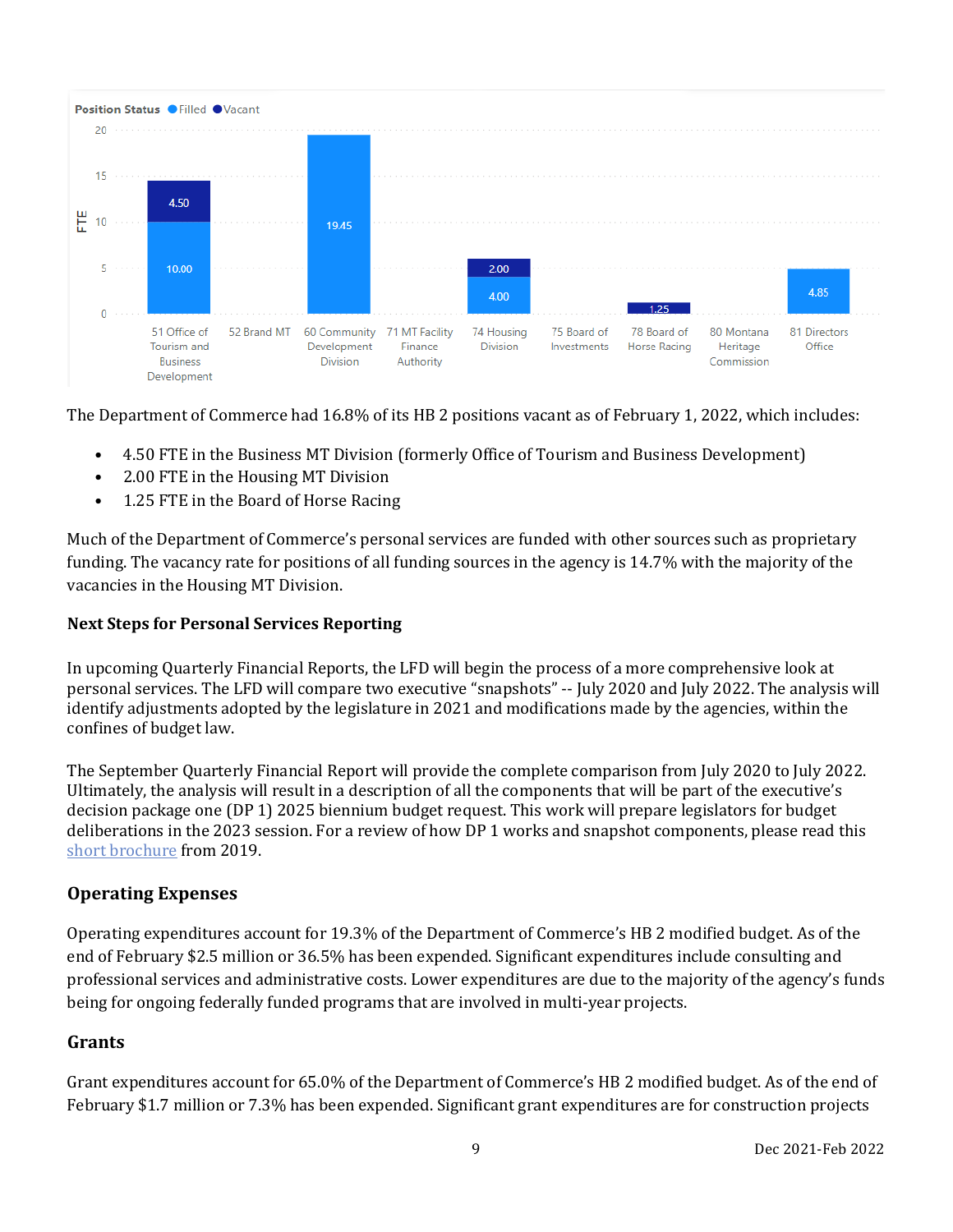Position Status: Filled / Vacant

| Division | Filled (FTE) | Vacant (FTE) |
| --- | --- | --- |
| 51 Office of Tourism and Business Development | 10.00 | 4.50 |
| 52 Brand MT | | |
| 60 Community Development Division | 19.45 | |
| 71 MT Facility Finance Authority | | |
| 74 Housing Division | 4.00 | 2.00 |
| 75 Board of Investments | | |
| 78 Board of Horse Racing | | 1.25 |
| 80 Montana Heritage Commission | | |
| 81 Directors Office | 4.85 | |

The Department of Commerce had 16.8% of its HB 2 positions vacant as of February 1, 2022, which includes:

- 4.50 FTE in the Business MT Division (formerly Office of Tourism and Business Development)
- 2.00 FTE in the Housing MT Division
- 1.25 FTE in the Board of Horse Racing

Much of the Department of Commerce's personal services are funded with other sources such as proprietary funding. The vacancy rate for positions of all funding sources in the agency is 14.7% with the majority of the vacancies in the Housing MT Division.

**Next Steps for Personal Services Reporting**

In upcoming Quarterly Financial Reports, the LFD will begin the process of a more comprehensive look at personal services. The LFD will compare two executive "snapshots" -- July 2020 and July 2022. The analysis will identify adjustments adopted by the legislature in 2021 and modifications made by the agencies, within the confines of budget law.

The September Quarterly Financial Report will provide the complete comparison from July 2020 to July 2022. Ultimately, the analysis will result in a description of all the components that will be part of the executive's decision package one (DP 1) 2025 biennium budget request. This work will prepare legislators for budget deliberations in the 2023 session. For a review of how DP 1 works and snapshot components, please read this short brochure from 2019.

## Operating Expenses

Operating expenditures account for 19.3% of the Department of Commerce's HB 2 modified budget. As of the end of February $2.5 million or 36.5% has been expended. Significant expenditures include consulting and professional services and administrative costs. Lower expenditures are due to the majority of the agency's funds being for ongoing federally funded programs that are involved in multi-year projects.

## Grants

Grant expenditures account for 65.0% of the Department of Commerce's HB 2 modified budget. As of the end of February $1.7 million or 7.3% has been expended. Significant grant expenditures are for construction projects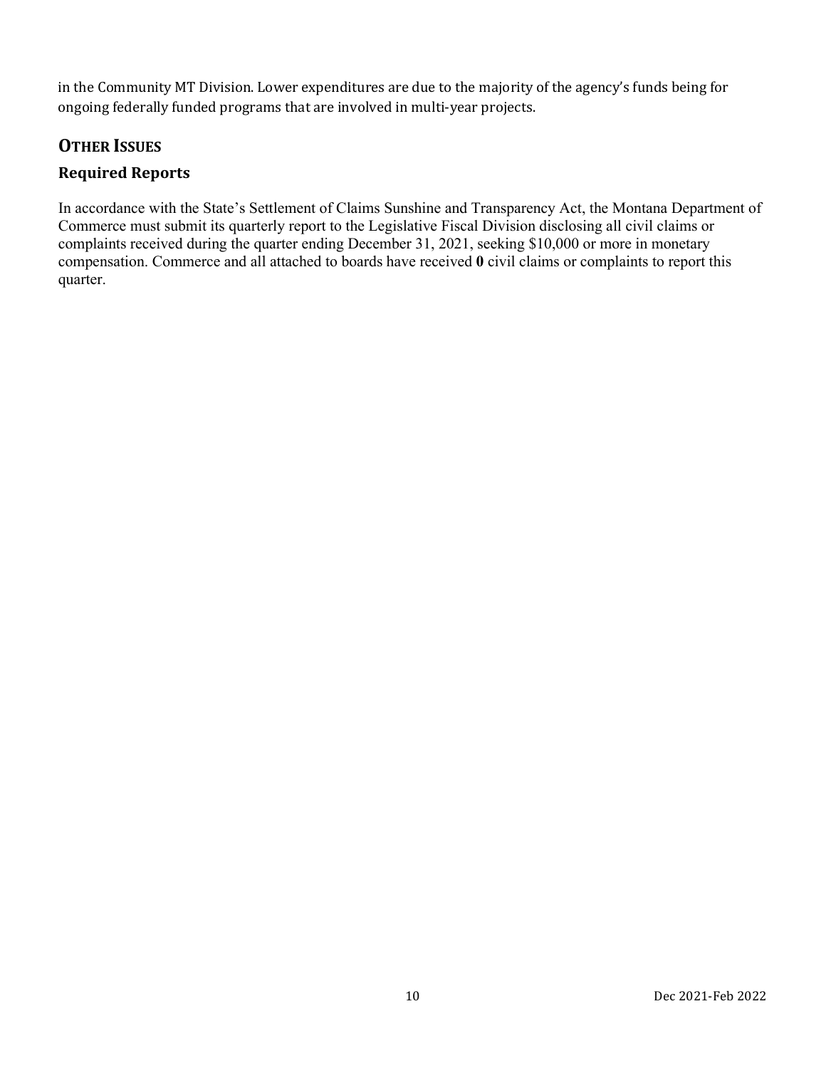in the Community MT Division. Lower expenditures are due to the majority of the agency's funds being for ongoing federally funded programs that are involved in multi-year projects.

## OTHER ISSUES

### Required Reports

In accordance with the State's Settlement of Claims Sunshine and Transparency Act, the Montana Department of Commerce must submit its quarterly report to the Legislative Fiscal Division disclosing all civil claims or complaints received during the quarter ending December 31, 2021, seeking $10,000 or more in monetary compensation. Commerce and all attached to boards have received **0** civil claims or complaints to report this quarter.